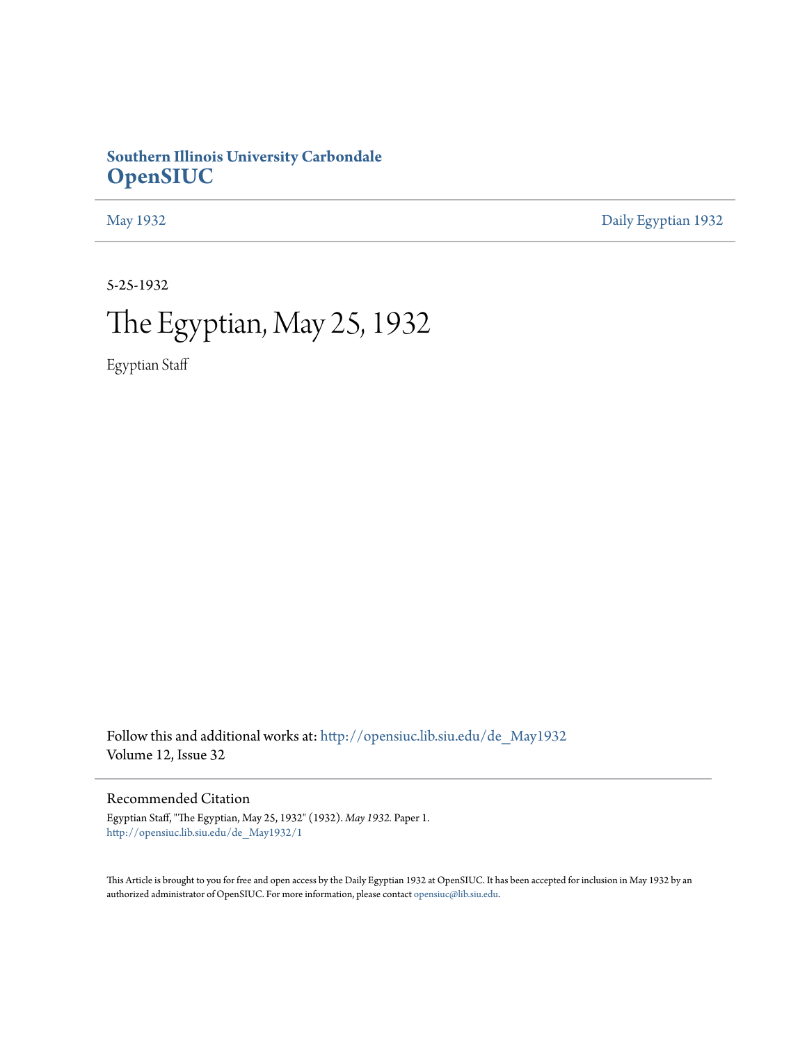**Southern Illinois University Carbondale**
**OpenSIUC**

May 1932 | Daily Egyptian 1932

5-25-1932

# The Egyptian, May 25, 1932

Egyptian Staff

Follow this and additional works at: http://opensiuc.lib.siu.edu/de_May1932
Volume 12, Issue 32

## Recommended Citation

Egyptian Staff, "The Egyptian, May 25, 1932" (1932). *May 1932.* Paper 1.
http://opensiuc.lib.siu.edu/de_May1932/1

This Article is brought to you for free and open access by the Daily Egyptian 1932 at OpenSIUC. It has been accepted for inclusion in May 1932 by an authorized administrator of OpenSIUC. For more information, please contact opensiuc@lib.siu.edu.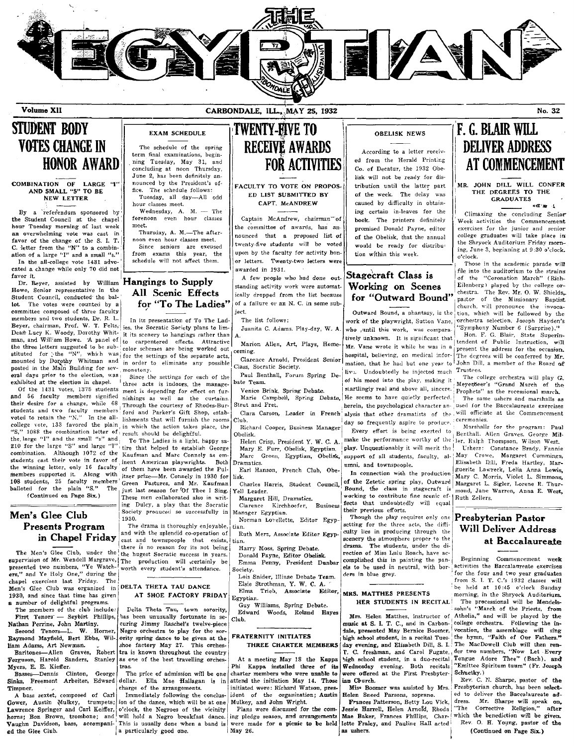# THE EGYPTIAN

Volume XII — CARBONDALE, ILL., MAY 25, 1932 — No. 32

## STUDENT BODY VOTES CHANGE IN HONOR AWARD

### COMBINATION OF LARGE "I" AND SMALL "S" TO BE NEW LETTER

By a referendum sponsored by the Student Council at the chapel hour Tuesday morning of last week an overwhelming vote was cast in favor of the change of the S. I. T. C. letter from the "N" to a combination of a large "I" and a small "s."

In the all-college vote 1431 advocated a change while only 70 did not favor it.

Dr. Beyer, assisted by William Howe, Senior representative in the Student Council, conducted the ballot. The votes were counted by a committee composed of three faculty members and two students, Dr. R. L. Beyer, chairman, Prof. W. T. Felts, Dean Lucy K. Woody, Dorothy Whitman, and William Howe. A panel of the three letters suggested to be substituted for the "N", which was mounted by Dorothy Whitman and posted in the Main Building for several days prior to the election, was exhibited at the election in chapel.

Of the 1431 votes, 1375 students and 56 faculty members signified their desire for a change, while 68 students and two faculty members voted to retain the "N." In the all-college vote, 133 favored the plain "S," 1088 the combination letter of the large "I" and the small "s" and 210 for the large "S" and large "I" combination. Although 1072 of the students cast their vote in favor of the winning letter, only 16 faculty members supported it. Along with 108 students, 25 faculty members balloted for the plain "S." The

(Continued on Page Six.)

## Men's Glee Club Presents Program in Chapel Friday

The Men's Glee Club, under the supervision of Mr. Wendell Margrave, presented two numbers, "Ye Watchers," and Ye Holy One," during the chapel exercises last Friday. The Men's Glee Club was organized in 1930, and since that time has given a number of delightful programs.

The members of the club include: First Tenors — Seybirt Phillips, Nathan Perrine, John Martiny.

Second Tenors—L. W. Horner, Raymond Mayfield, Bert Ebbs, William Adams, Art Newman.

Baritones—Allen Graves, Robert Ferguson, Harold Sanders, Stanley Myers, E. E. Kieffer.

Basses—Dennis Clinton, George Sinks, Freemont Arbeiter, Edward Timpner.

A bass sextet, composed of Carl Gower, Austin Mulkey, trumpets; Lawrence Springer and Carl Keiffer, horns; Bon Brown, trombone; and Vaughn Davidson, bass, accompanied the Glee Club.

### EXAM SCHEDULE

The schedule of the spring term final examinations, beginning Tuesday, May 31, and concluding at noon Thursday, June 2, has been definitely announced by the President's office. The schedule follows:

Tuesday, all day—All odd hour classes meet.

Wednesday, A. M. — The forenoon even hour classes meet.

Thursday, A. M.—The afternoon even hour classes meet.

Since seniors are excused from exams this year, the schedule will not affect them.

## Hangings to Supply All Scenic Effects for "To The Ladies"

In its presentation of To The Ladies, the Socratic Society plans to limit its scenery to hangings rather than to carpentered effects. Attractive color schemes are being worked out for the settings of the separate acts, in order to eliminate any possible monotony.

Since the settings for each of the three acts is indoors, the management is depending for effect on furnishings as well as the curtains. Through the courtesy of Rhodes-Burford and Parker's Gift Shop, establishments that will furnish the rooms in which the action takes place, the result should be delightful.

To The Ladies is a light, happy satire that helped to establish George Kaufman and Marc Connely as eminent American playwrights. Both of them have been awarded the Pulitzer prize—Mr. Connely in 1930 for Green Pastures, and Mr. Kaufman just last season for Of Thee I Sing. These men collaborated also in writing Dulcy, a play that the Socratic Society produced so successfully in 1930.

The drama is thoroughly enjoyable, and with the splendid co-operation of cast and townspeople that exists, there is no reason for its not being the hugest Socratic success in years. The production will certainly be worth every student's attendance.

### DELTA THETA TAU DANCE AT SHOE FACTORY FRIDAY

Delta Theta Tau, town sorority, has been unusually fortunate in securing Jimmy Raschel's twelve-piece Negro orchestra to play for the sorority spring dance to be given at the shoe factory May 27. This orchestra is known throughout the country as one of the best travelling orchestras.

The price of admission will be one dollar. Ella Mae Hallagan is in charge of the arrangements.

Immediately following the conclusion of the dance, which will be at one o'clock, the Negroes of the vicinity will hold a Negro breakfast dance. This is usually done when a band is a particularly good one.

## TWENTY-FIVE TO RECEIVE AWARDS FOR ACTIVITIES

### FACULTY TO VOTE ON PROPOSED LIST SUBMITTED BY CAPT. McANDREW

Captain McAndrew, chairman of the committee of awards, has announced that a proposed list of twenty-five students will be voted upon by the faculty for activity honor letters. Twenty-two letters were awarded in 1931.

A few people who had done outstanding activity work were automatically dropped from the list because of a failure or an N. C. in some subject.

The list follows:

Juanita C. Adams, Play-day, W. A. A.

Marion Allen, Art, Plays, Homecoming.

Clarence Arnold, President Senior Class, Socratic Society.

Paul Benthall, Forum Spring Debate Team.

Venice Brink, Spring Debate.

Marie Campbell, Spring Debate, Strut and Fret.

Clara Carson, Leader in French Club.

Richard Cooper, Business Manager Obelisk.

Helen Crisp, President Y. W. C. A.

Mary E. Furr, Obelisk, Egyptian.

Marc Green, Egyptian, Obelisk, Dramatics.

Earl Hanson, French Club, Obelisk.

Charles Harris, Student Council, Yell Leader.

Margaret Hill, Dramatics.

Clarence Kirchhoefer, Business Manager Egyptian.

Norman Lovellette, Editor Egyptian.

Ruth Merz, Associate Editor Egyptian.

Harry Moss, Spring Debate.

Donald Payne, Editor Obelisk.

Emma Penny, President Dunbar Society.

Lois Snider, Illinae Debate Team.

Elsie Strothman, Y. W. C. A.

Elma Trieb, Associate Editor, Egyptian.

Guy Williams, Spring Debate.

Edward Woods, Roland Hayes Club.

### FRATERNITY INITIATES THREE CHARTER MEMBERS

At a meeting May 18 the Kappa Phi Kappa installed three of its charter members who were unable to attend the initiation May 14. Those initiated were: Richard Watson, president of the organization; Austin Mulkey, and John Wright.

Plans were discussed for the coming pledge season, and arrangements were made for a picnic to be held May 26.

### OBELISK NEWS

According to a letter received from the Herald Printing Co. of Decatur, the 1932 Obelisk will not be ready for distribution until the latter part of the week. The delay was caused by difficulty in obtaining certain in-leaves for the book. The printers definitely promised Donald Payne, editor of the Obelisk, that the annual would be ready for distribution within this week.

## Stagecraft Class is Working on Scenes for "Outward Bound"

Outward Bound, a phantasy, is the work of the playwright, Sutton Vane, who, until this work, was comparatively unknown. It is significant that Mr. Vane wrote it while he was in a hospital, believing, on medical information, that he had but one year to live. Undoubtedly he injected much of his mood into the play, making it startlingly real and above all, sincere. He seems to have quietly perfected, herein, the psychological character analysis that other dramatists of the day so frequently aspire to produce.

Every effort is being exerted to make the performance worthy of the play. Unquestionably it will merit the support of all students, faculty, alumni, and townspeople.

In connection with the production of the Zetetic spring play, Outward Bound, the class in stagecraft is working to contribute fine scenic effects that undoubtedly will equal their previous efforts.

Though the play requires only one setting for the three acts, the difficulty lies in producing through the scenery the atmosphere proper to the drama. The students, under the direction of Miss Lulu Roach, have accomplished this in painting the panels to be used in neutral, with borders in blue grey.

### MRS. MATTHES PRESENTS HER STUDENTS IN RECITAL

Mrs. Helen Matthes, instructor of music at S. I. T. C., and in Carbondale, presented May Bernice Boomer, high school student, in a recital Tuesday evening, and Elisabeth Dill, S. I. T. C. freshman, and Carol Fugate, high school student, in a duo-recital Wednesday evening. Both recitals were offered at the First Presbyterian Church.

Miss Boomer was assisted by Mrs. Helen Sneed Parsons, soprano.

Frances Patterson, Betty Lou Vick, Jessie Harrell, Helen Arnold, Rhoda Mae Baker, Frances Phillips, Charlotte Fraley, and Pauline Hall acted as ushers.

## F. G. BLAIR WILL DELIVER ADDRESS AT COMMENCEMENT

### MR. JOHN DILL WILL CONFER THE DEGREES TO THE GRADUATES

Climaxing the concluding Senior Week activities the Commencement exercises for the junior and senior college graduates will take place in the Shryock Auditorium Friday morning, June 3, beginning at 9:30 o'clock.

Those in the academic parade will file into the auditorium to the strains of the "Coronation March" (Richard Eilenberg) played by the college orchestra. The Rev. Mr. O. W. Shields, pastor of the Missionary Baptist church, will pronounce the invocation, which will be followed by the orchestra selection, Joseph Hayden's "Symphony Number 6 (Surprise)."

Hon. F. G. Blair, State Superintendent of Public Instruction, will present the address for the occasion. The degrees will be conferred by Mr. John Dill, a member of the Board of Trustees.

The college orchestra will play G. Meyerbeer's "Grand March of the Prophets" as the recessional march.

The same ushers and marshalls as used for the Baccalaureate exercises will officiate at the Commencement ceremonies.

Marshalls for the program: Paul Benthall, Allen Graves, George Miller, Ralph Thompson, Wilson West.

Ushers: Constance Brady, Fannie May Crowe, Margaret Cummings, Elisabeth Dill, Freda Hartley, Marguerite Lawreck, Lelia Anna Lewis, Mary C. Morris, Violet L. Simmons, Margaret L. Sigler, Lorene R. Thurmond, Jane Warren, Anna E. West, Ruth Zellers.

## Presbyterian Pastor Will Deliver Address at Baccalaureate

Beginning Commencement week activities the Baccalaureate exercises for the four and two year graduates from S. I. T. C.'s 1932 classes will be held at 10:45 o'clock Sunday morning, in the Shryock Auditorium.

The processional will be Mendelssohn's "March of the Priests, from Athalia," and will be played by the college orchestra. Following the invocation, the assemblage will sing the hymn, "Faith of Our Fathers." The MacDowell Club will then render two numbers, "Now Let Every Tongue Adore Thee" (Bach), and "Emittee Spiritum tuum" (Fr. Joseph Schuetky.)

Rev. C. N. Sharpe, pastor of the Presbyterian church, has been selected to deliver the Baccalaureate address. Mr. Sharpe will speak on, "The Corrective Religion," after which the benediction will be given.

Rev. O. H. Young, pastor of the

(Continued on Page Six.)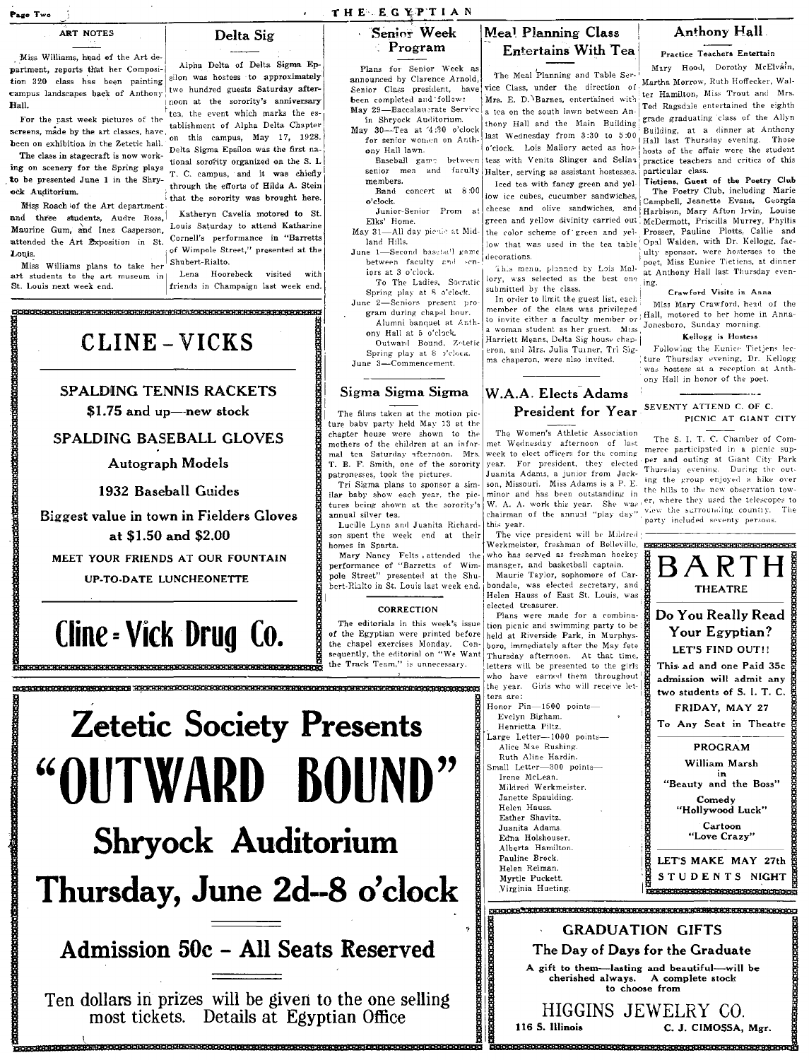## ART NOTES

Miss Williams, head of the Art department, reports that her Composition 320 class has been painting campus landscapes back of Anthony Hall.

For the past week pictures of the screens, made by the art classes, have been on exhibition in the Zetetic hall.

The class in stagecraft is now working on scenery for the Spring plays to be presented June 1 in the Shryock Auditorium.

Miss Roach of the Art department and three students, Audre Ross, Maurine Gum, and Inez Casperson, attended the Art Exposition in St. Louis.

Miss Williams plans to take her art students to the art museum in St. Louis next week end.

## Delta Sig

Alpha Delta of Delta Sigma Epsilon was hostess to approximately two hundred guests Saturday afternoon at the sorority's anniversary tea, the event which marks the establishment of Alpha Delta Chapter on this campus, May 17, 1928. Delta Sigma Epsilon was the first national sorority organized on the S. I. T. C. campus, and it was chiefly through the efforts of Hilda A. Stein that the sorority was brought here.

Katheryn Cavelia motored to St. Louis Saturday to attend Katharine Cornell's performance in "Barretts of Wimpole Street," presented at the Shubert-Rialto.

Lena Hoorebeck visited with friends in Champaign last week end.

## Senior Week Program

Plans for Senior Week as announced by Clarence Arnold, Senior Class president, have been completed and follow:

May 29—Baccalaureate Service in Shryock Auditorium.

May 30—Tea at 4:30 o'clock for senior women on Anthony Hall lawn.

Baseball game between senior men and faculty members.

Band concert at 8:00 o'clock.

Junior-Senior Prom at Elks' Home.

May 31—All day picnic at Midland Hills.

June 1—Second baseball game between faculty and seniors at 3 o'clock.

To The Ladies, Socratic Spring play at 8 o'clock.

June 2—Seniors present program during chapel hour.

Alumni banquet at Anthony Hall at 5 o'clock.

Outward Bound, Zetetic Spring play at 8 o'clock.

June 3—Commencement.

## Meal Planning Class Entertains With Tea

The Meal Planning and Table Service Class, under the direction of Mrs. E. D. Barnes, entertained with a tea on the south lawn between Anthony Hall and the Main Building last Wednesday from 3:30 to 5:00 o'clock. Lois Mallory acted as hostess with Venita Slinger and Selina Halter, serving as assistant hostesses.

Iced tea with fancy green and yellow ice cubes, cucumber sandwiches, cheese and olive sandwiches, and green and yellow divinity carried out the color scheme of green and yellow that was used in the tea table decorations.

This menu, planned by Lois Mallory, was selected as the best one submitted by the class.

In order to limit the guest list, each member of the class was privileged to invite either a faculty member or a woman student as her guest. Miss Harriett Means, Delta Sig house chaperon, and Mrs. Julia Turner, Tri Sigma chaperon, were also invited.

## Anthony Hall

### Practice Teachers Entertain

Mary Hood, Dorothy McElvain, Martha Morrow, Ruth Hoffecker, Walter Hamilton, Miss Trout and Mrs. Ted Ragsdale entertained the eighth grade graduating class of the Allyn Building, at a dinner at Anthony Hall last Thursday evening. Those hosts of the affair were the student practice teachers and critics of this particular class.

### Tietjens, Guest of the Poetry Club

The Poetry Club, including Marie Campbell, Jeanette Evans, Georgia Harbison, Mary Afton Irvin, Louise McDermott, Priscilla Murrey, Phyllis Prosser, Pauline Plotts, Callie and Opal Walden, with Dr. Kellogg, faculty sponsor, were hostesses to the poet, Miss Eunice Tietiens, at dinner at Anthony Hall last Thursday evening.

### Crawford Visits in Anna

Miss Mary Crawford, head of the Hall, motored to her home in Anna-Jonesboro, Sunday morning.

### Kellogg is Hostess

Following the Eunice Tietjens lecture Thursday evening, Dr. Kellogg was hostess at a reception at Anthony Hall in honor of the poet.

## SEVENTY ATTEND C. OF C. PICNIC AT GIANT CITY

The S. I. T. C. Chamber of Commerce participated in a picnic supper and outing at Giant City Park Thursday evening. During the outing the group enjoyed a hike over the hills to the new observation tower, where they used the telescopes to view the surrounding country. The party included seventy persons.

---

# CLINE - VICKS

**SPALDING TENNIS RACKETS**
**$1.75 and up—new stock**

**SPALDING BASEBALL GLOVES**
**Autograph Models**

**1932 Baseball Guides**

**Biggest value in town in Fielders Gloves at $1.50 and $2.00**

**MEET YOUR FRIENDS AT OUR FOUNTAIN**
**UP-TO-DATE LUNCHEONETTE**

# Cline-Vick Drug Co.

---

## Sigma Sigma Sigma

The films taken at the motion picture baby party held May 13 at the chapter house were shown to the mothers of the children at an informal tea Saturday afternoon. Mrs. T. B. F. Smith, one of the sorority patronesses, took the pictures.

Tri Sigma plans to sponsor a similar baby show each year, the pictures being shown at the sorority's annual silver tea.

Lucille Lynn and Juanita Richardson spent the week end at their homes in Sparta.

Mary Nancy Felts attended the performance of "Barretts of Wimpole Street" presented at the Shubert-Rialto in St. Louis last week end.

### CORRECTION

The editorials in this week's issue of the Egyptian were printed before the chapel exercises Monday. Consequently, the editorial on "We Want the Track Team," is unnecessary.

## W.A.A. Elects Adams President for Year

The Women's Athletic Association met Wednesday afternoon of last week to elect officers for the coming year. For president, they elected Juanita Adams, a junior from Jackson, Missouri. Miss Adams is a P. E. minor and has been outstanding in W. A. A. work this year. She was chairman of the annual "play day" this year.

The vice president will be Mildred Werkmeister, freshman of Belleville, who has served as freshman hockey manager, and basketball captain.

Maurie Taylor, sophomore of Carbondale, was elected secretary, and Helen Hauss of East St. Louis, was elected treasurer.

Plans were made for a combination picnic and swimming party to be held at Riverside Park, in Murphysboro, immediately after the May fete Thursday afternoon. At that time, letters will be presented to the girls who have earned them throughout the year. Girls who will receive letters are:

Honor Pin—1500 points—
- Evelyn Bigham.
- Henrietta Piltz.

Large Letter—1000 points—
- Alice Mae Rushing.
- Ruth Aline Hardin.

Small Letter—300 points—
- Irene McLean.
- Mildred Werkmeister.
- Janette Spaulding.
- Helen Hauss.
- Esther Shavitz.
- Juanita Adams.
- Edna Holshouser.
- Alberta Hamilton.
- Pauline Brock.
- Helen Reiman.
- Myrtle Puckett.
- Virginia Hueting.

---

# BARTH
**THEATRE**

**Do You Really Read Your Egyptian?**
**LET'S FIND OUT!!**

This ad and one Paid 35c admission will admit any two students of S. I. T. C.

**FRIDAY, MAY 27**
**To Any Seat in Theatre**

**PROGRAM**
**William Marsh in "Beauty and the Boss"**
**Comedy "Hollywood Luck"**
**Cartoon "Love Crazy"**

**LET'S MAKE MAY 27th STUDENTS NIGHT**

---

# Zetetic Society Presents
# "OUTWARD BOUND"
# Shryock Auditorium
# Thursday, June 2d--8 o'clock

## Admission 50c - All Seats Reserved

Ten dollars in prizes will be given to the one selling most tickets. Details at Egyptian Office

---

## GRADUATION GIFTS

**The Day of Days for the Graduate**

A gift to them—lasting and beautiful—will be cherished always. A complete stock to choose from

HIGGINS JEWELRY CO.
116 S. Illinois — C. J. CIMOSSA, Mgr.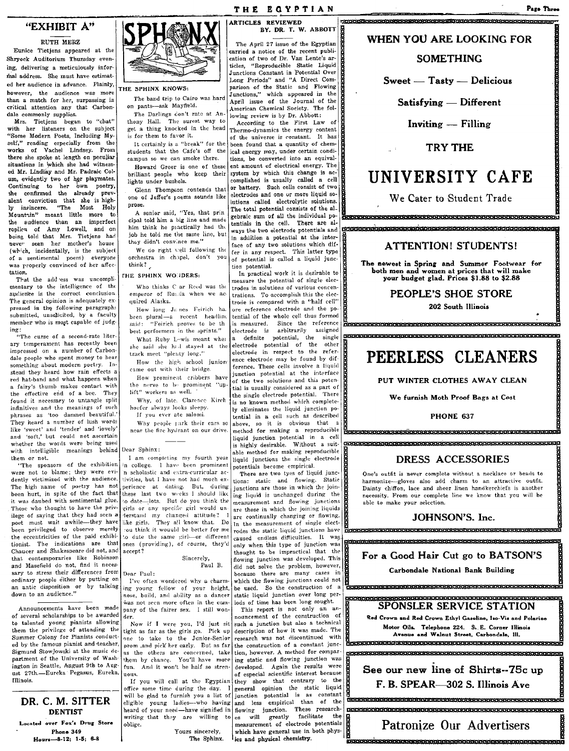## "EXHIBIT A"

RUTH MERZ

Eunice Tietjens appeared at the Shryock Auditorium Thursday evening, delivering a meticulously informal address. She must have estimated her audience in advance. Plainly, however, the audience was more than a match for her, surpassing in critical attention any that Carbondale commonly supplies.

Mrs. Tietjens began to "chat" with her listeners on the subject "Some Modern Poets, Including Myself," reading especially from the works of Vachel Lindsey. From there she spoke at length on peculiar situations in which she had witnessed Mr. Lindsay and Mr. Padraic Colum, evidently two of her playmates. Continuing to her own poetry, she confirmed the already prevalent conviction that she is highly insincere. "The Most Holy Mountain" meant little more to the audience than an imperfect replica of Amy Lowell, and on being told that Mrs. Tietjens had never seen her mother's house (which, incidentally, is the subject of a sentimental poem) everyone was properly convinced of her affectation.

That the address was uncomplimentary to the intelligence of the audience is the correct conclusion. The general opinion is adequately expressed in the following paragraphs submitted, unsolicited, by a faculty member who is most capable of judging:

"The curse of a second-rate literary temperament has recently been impressed on a number of Carbondale people who spent money to hear something about modern poetry. Instead they heard how rain effects a red hat-band and what happens when a fairy's thumb makes contact with the effective end of a bee. They found it necessary to untangle split infinitives and the meanings of such phrases as 'too damned beautiful.' They heard a number of lush words like 'sweet' and 'tender' and 'lovely' and 'soft,' but could not ascertain whether the words were being used with intelligible meanings behind them or not.

"The sponsors of the exhibition were not to blame; they were evidently victimized with the audience. The high name of poetry has not been hurt, in spite of the fact that it was daubed with sentimental glue. Those who thought to have the privilege of saying that they had seen a poet must wait awhile—they have been privileged to observe merely the eccentricities of the paid exhibitionist. The indications are that Chaucer and Shakespeare did not, and that contemporaries like Robinson and Masefield do not, find it necessary to stress their differences from ordinary people either by putting on an antic disposition or by talking down to an audience."

---

Announcements have been made of several scholarships to be awarded to talented young pianists allowing them the privilege of attending the Summer Colony for Pianists conducted by the famous pianist and teacher, Sigmund Stowjowski at the music department of the University of Washington in Seattle, August 9th to August 27th.—Eureka Pegasus, Eureka, Illinois.

---

**DR. C. M. SITTER**
**DENTIST**
Located over Fox's Drug Store
Phone 349
Hours—8-12; 1-5; 6-8

---

## SPHINX

### THE SPHINX KNOWS:

The band trip to Cairo was hard on pants—ask Mayfield.

The Darlings don't rate at Anthony Hall. The surest way to get a thing knocked in the head is for them to favor it.

It certainly is a "break" for the students that the Cafe's off the campus so we can smoke there.

Howard Greer is one of these brilliant people who keep their lights under bushels.

Glenn Thompson contends that one of Jeffer's poems sounds like prose.

A senior said, "Yes, that principal told him a big line and made him think he practically had the job he told me the same line, but they didn't convince me."

We do right well following the orchestra in chapel, don't you think?

### THE SPHINX WONDERS:

Who thinks Oscar Reed was the emperor of Russia when we acquired Alaska.

How long James Feirich has been plural—a recent headline said: "Feirich proves to be the best performers in the sprints."

What Ruby Lewis meant when she said she had stayed at the track meet "plenty long."

How the high school juniors came out with their bridge.

How prominent cribbers have the nerve to be prominent "uplift" workers as well.

Why, of late, Clarence Kirchhoefer always looks sleepy.

If you ever ate salomi.

Why people park their cars so near the fire hydrant on our drive.

---

Dear Sphinx:

I am completing my fourth year in college. I have been prominent in scholastic and extra-curricular activities, but I have not had much experience at dating. But, during these last two weeks I should like to date—lots. But do you think the girls or any specific girl would understand my changed attitude? I like girls. They all know that. Do you think it wouuld be better for me to date the same girl—or different ones (providing), of course, they'd accept?

Sincerely,
Paul B.

Dear Paul:

I've often wondered why a charming young fellow of your height, nose, build, and ability as a dancer was not seen more often in the company of the fairer sex. I still wonder.

Now if I were you, I'd just sit tight as far as the girls go. Pick up one to take to the Junior-Senior prom, and pick her early. But as far as the others are concerned, take them by chance. You'll have more fun. And it won't be half so strenuous.

If you will call at the Egyptian office some time during the day. I will be glad to furnish you a list of eligible young ladies—who having heard of your need—have signified in writing that they are willing to oblige.

Yours sincerely,
The Sphinx.

---

## ARTICLES REVIEWED

BY. DR. T. W. ABBOTT

The April 27 issue of the Egyptian carried a notice of the recent publication of two of Dr. Van Lente's articles, "Reproducible Static Liquid Junctions Constant in Potential Over Long Periods" and "A Direct Comparison of the Static and Flowing Junctions," which appeared in the April issue of the Journal of the American Chemical Society. The following review is by Dr. Abbott:

According to the First Law of Thermo-dynamics the energy content of the universe is constant. It has been found that a quantity of chemical energy may, under certain conditions, be converted into an equivalent amount of electrical energy. The system by which this change is accomplished is usually called a cell or battery. Such cells consist of two electrodes and one or more liquid solutions called electrolytic solutions. The total potential consists of the algebraic sum of all the individual potentials in the cell. There are always the two electrode potentials and in addition a potential at the interface of any two solutions which differ in any respect. This latter type of potential is called a liquid junction potential.

In practical work it is desirable to measure the potential of single electrodes in solutions of various concentrations. To accomplish this the electrode is compared with a "half cell" ore reference electrode and the potential of the whole cell thus formed is measured. Since the reference electrode is arbitrarily assigned a definite potential, the single electrode potential of the other electrode in respect to the reference electrode may be found by difference. These cells involve a liquid junction potential at the interface of the two solutions and this potential is usually considered as a part of the single electrode potential. There is no known method which completely eliminates the liquid junction potential in a cell such as described above, so it is obvious that a method for making a reproducible liquid junction potential in a cell is highly desirable. Without a suitable method for making reproducible liquid junctions the single electrode potentials become empirical.

There are two types of liquid junctions: static and flowing. Static junctions are those in which the joining liquid is unchanged during the measurement and flowing junctions are those in which the joining liquids are continually changing or flowing. In the measurement of single electrodes the static liquid junctions have caused endless difficulties. It was only when this type of junction was thought to be impractical that the flowing junction was developed. This did not solve the problem, however, because there are many cases in which the flowing junctions could not be used. So the construction of a static liquid junction over long periods of time has been long sought.

This report is not only an announcement of the construction of such a junction but also a technical description of how it was made. The research was not discontinued with the construction of a constant junction, however. A method for comparing static and flowing junction was developed. Again the results were of especial scientific interest because they show that contrary to the general opinion the static liquid junction potential is as constant and less empirical than of the flowing junction. These researches will greatly facilitate the measurement of electrode potentials which have general use in both physics and physical chemistry.

---

**WHEN YOU ARE LOOKING FOR SOMETHING**

**Sweet — Tasty — Delicious**

**Satisfying — Different**

**Inviting — Filling**

**TRY THE**

# UNIVERSITY CAFE

We Cater to Student Trade

---

### ATTENTION! STUDENTS!

**The newest in Spring and Summer Footwear for both men and women at prices that will make your budget glad. Prices $1.88 to $2.88**

**PEOPLE'S SHOE STORE**

**202 South Illinois**

---

# PEERLESS CLEANERS

**PUT WINTER CLOTHES AWAY CLEAN**

**We furnish Moth Proof Bags at Cost**

**PHONE 637**

---

### DRESS ACCESSORIES

One's outfit is never complete without a necklace or beads to harmonize—gloves also add charm to an attractive outfit. Dainty chiffon, lace and sheer linen handkerchiefs is another necessity. From our complete line we know that you will be able to make your selection.

**JOHNSON'S. Inc.**

---

**For a Good Hair Cut go to BATSON'S**

**Carbondale National Bank Building**

---

**SPONSLER SERVICE STATION**

**Red Crown and Red Crown Ethyl Gasoline, Iso-Vis and Polarine Motor Oils. Telephone 224. S. E. Corner Illinois Avenue and Walnut Street, Carbondale, Ill.**

---

**See our new line of Shirts--75c up**

**F. B. SPEAR—302 S. Illinois Ave**

---

Patronize Our Advertisers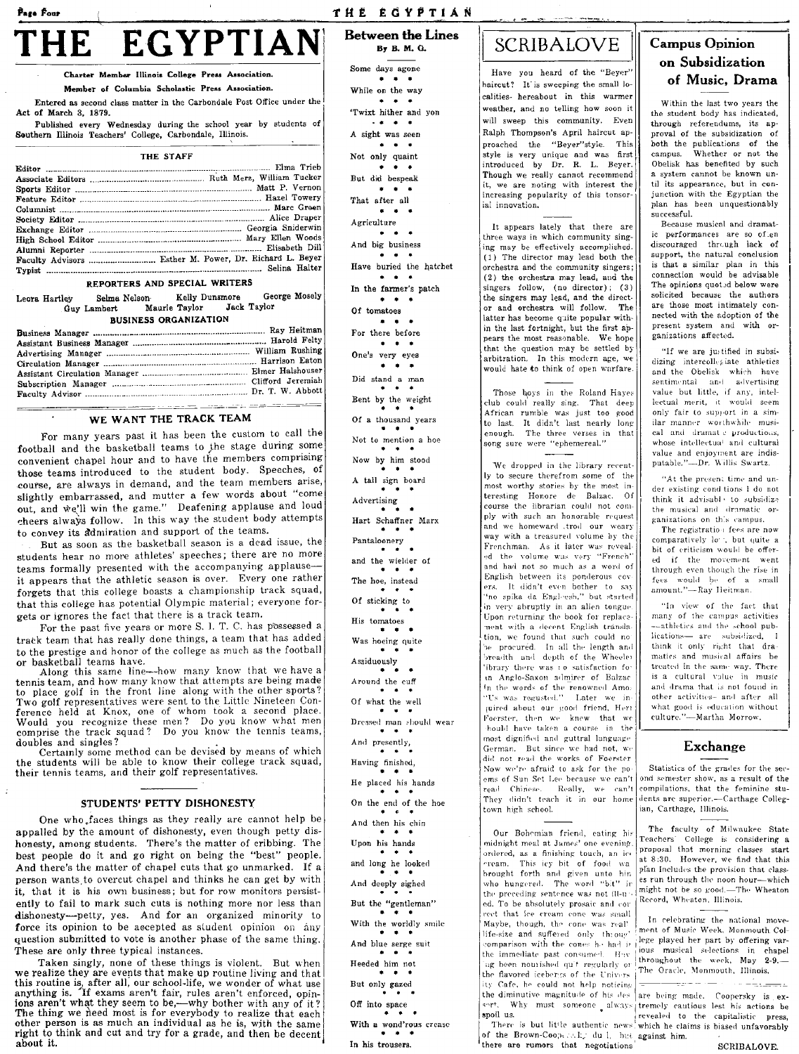# THE EGYPTIAN

Charter Member Illinois College Press Association.

Member of Columbia Scholastic Press Association.

Entered as second class matter in the Carbondale Post Office under the Act of March 3, 1879.

Published every Wednesday during the school year by students of Southern Illinois Teachers' College, Carbondale, Illinois.

### THE STAFF

Editor .... Elma Trieb
Associate Editors .... Ruth Merz, William Tucker
Sports Editor .... Matt P. Vernon
Feature Editor .... Hazel Towery
Columnist .... Marc Green
Society Editor .... Alice Draper
Exchange Editor .... Georgia Sniderwin
High School Editor .... Mary Ellen Woods
Alumni Reporter .... Elisabeth Dill
Faculty Advisors .... Esther M. Power, Dr. Richard L. Beyer
Typist .... Selina Halter

### REPORTERS AND SPECIAL WRITERS

Leora Hartley, Selma Nelson, Kelly Dunsmore, George Mosely, Guy Lambert, Maurie Taylor, Jack Taylor

### BUSINESS ORGANIZATION

Business Manager .... Ray Heitman
Assistant Business Manager .... Harold Felty
Advertising Manager .... William Rushing
Circulation Manager .... Harrison Eaton
Assistant Circulation Manager .... Elmer Halshouser
Subscription Manager .... Clifford Jeremiah
Faculty Advisor .... Dr. T. W. Abbott

## WE WANT THE TRACK TEAM

For many years past it has been the custom to call the football and the basketball teams to the stage during some convenient chapel hour and to have the members comprising those teams introduced to the student body. Speeches, of course, are always in demand, and the team members arise, slightly embarrassed, and mutter a few words about "come out, and we'll win the game." Deafening applause and loud cheers always follow. In this way the student body attempts to convey its admiration and support of the teams.

But as soon as the basketball season is a dead issue, the students hear no more athletes' speeches; there are no more teams formally presented with the accompanying applause—it appears that the athletic season is over. Every one rather forgets that this college boasts a championship track squad, that this college has potential Olympic material; everyone forgets or ignores the fact that there is a track team.

For the past five years or more S. I. T. C. has possessed a track team that has really done things, a team that has added to the prestige and honor of the college as much as the football or basketball teams have.

Along this same line—how many know that we have a tennis team, and how many know that attempts are being made to place golf in the front line along with the other sports? Two golf representatives were sent to the Little Nineteen Conference held at Knox, one of whom took a second place. Would you recognize these men? Do you know what men comprise the track squad? Do you know the tennis teams, doubles and singles?

Certainly some method can be devised by means of which the students will be able to know their college track squad, their tennis teams, and their golf representatives.

## STUDENTS' PETTY DISHONESTY

One who faces things as they really are cannot help be appalled by the amount of dishonesty, even though petty dishonesty, among students. There's the matter of cribbing. The best people do it and go right on being the "best" people. And there's the matter of chapel cuts that go unmarked. If a person wants to overcut chapel and thinks he can get by with it, that it is his own business; but for row monitors persistently to fail to mark such cuts is nothing more nor less than dishonesty—petty, yes. And for an organized minority to force its opinion to be accepted as student opinion on any question submitted to vote is another phase of the same thing. These are only three typical instances.

Taken singly, none of these things is violent. But when we realize they are events that make up routine living and that this routine is, after all, our school-life, we wonder of what use anything is. If exams aren't fair, rules aren't enforced, opinions aren't what they seem to be,—why bother with any of it? The thing we need most is for everybody to realize that each other person is as much an individual as he is, with the same right to think and cut and try for a grade, and then be decent about it.

## Between the Lines
By B. M. G.

Some days agone
* * *
While on the way
* * *
'Twixt hither and yon
* * *
A sight was seen
* * *
Not only quaint
* * *
But did bespeak
* * *
That after all
* * *
Agriculture
* * *
And big business
* * *
Have buried the hatchet
* * *
In the farmer's patch
* * *
Of tomatoes
* * *
For there before
* * *
One's very eyes
* * *
Did stand a man
* * *
Bent by the weight
* * *
Of a thousand years
* * *
Not to mention a hoe
* * *
Now by him stood
* * *
A tall sign board
* * *
Advertising
* * *
Hart Schaffner Marx
* * *
Pantaloonery
* * *
and the wielder of
* * *
The hoe, instead
* * *
Of sticking to
* * *
His tomatoes
* * *
Was hoeing quite
* * *
Assiduously
* * *
Around the cuff
* * *
Of what the well
* * *
Dressed man should wear
* * *
And presently,
* * *
Having finished,
* * *
He placed his hands
* * *
On the end of the hoe
* * *
And then his chin
* * *
Upon his hands
* * *
and long he looked
* * *
And deeply sighed
* * *
But the "gentleman"
* * *
With the worldly smile
* * *
And blue serge suit
* * *
Heeded him not
* * *
But only gazed
* * *
Off into space
* * *
With a wond'rous crease
* * *
In his trousers.

## SCRIBALOVE

Have you heard of the "Beyer" haircut? It is sweeping the small localities hereabout in this warmer weather, and no telling how soon it will sweep this community. Even Ralph Thompson's April haircut approached the "Beyer" style. This style is very unique and was first introduced by Dr. R. L. Beyer. Though we really cannot recommend it, we are noting with interest the increasing popularity of this tonsorial innovation.

It appears lately that there are three ways in which community singing may be effectively accomplished. (1) The director may lead both the orchestra and the community singers; (2) the orchestra may lead, and the singers follow, (no director); (3) the singers may lead, and the director and orchestra will follow. The latter has become quite popular within the last fortnight, but the first appears the most reasonable. We hope that the question may be settled by arbitration. In this modern age, we would hate to think of open warfare.

Those boys in the Roland Hayes club could really sing. That deep African rumble was just too good to last. It didn't last nearly long enough. The three verses in that song sure were "ephemereal."

We dropped in the library recently to secure therefrom some of the most worthy stories by the most interesting Honore de Balzac. Of course the librarian could not comply with such an honorable request and we homeward trod our weary way with a treasured volume by the Frenchman. As it later was revealed the volume was very "French" and had not so much as a word of English between its ponderous covers. It didn't even bother to say "no spika da Engleesh," but started in very abruptly in an alien tongue. Upon returning the book for replacement with a decent English translation, we found that such could not be procured. In all the length and breadth and depth of the Wheeler library there was no satisfaction for an Anglo-Saxon admirer of Balzac. In the words of the renowned Amos, "Us was regusted." Later we inquired about our good friend, Herr Foerster, then we knew that we should have taken a course in the most dignified and guttral language German. But since we had not, we did not read the works of Foerster. Now we're afraid to ask for the poems of Sun Set Lee because we can't read Chinese. Really, we can't. They didn't teach it in our home town high school.

Our Bohemian friend, eating his midnight meal at James' one evening, ordered, as a finishing touch, an ice cream. This icy bit of food was brought forth and given unto him who hungered. The word "bit" in the preceding sentence was not ill-used. To be absolutely prosaic and correct that ice cream cone was small. Maybe, though, the cone was real life-size and suffered only through comparison with the cones he had in the immediate past consumed. Having been nourished quite regularly on the flavored icebergs of the University Cafe, he could not help noticing the diminutive magnitude of his dessert. Why must someone always spoil us.

There is but little authentic news of the Brown-Coopersky duel, but there are rumors that negotiations are being made. Coopersky is extremely cautious lest his actions be revealed to the capitalistic press, which he claims is biased unfavorably against him.

SCRIBALOVE.

## Campus Opinion on Subsidization of Music, Drama

Within the last two years the student body has indicated, through referendums, its approval of the subsidization of both the publications of the campus. Whether or not the Obelisk has benefited by such a system cannot be known until its appearance, but in conjunction with the Egyptian the plan has been unquestionably successful.

Because musical and dramatic performances are so often discouraged through lack of support, the natural conclusion is that a similar plan in this connection would be advisable. The opinions quoted below were solicited because the authors are those most intimately connected with the adoption of the present system and with organizations affected.

"If we are justified in subsidizing intercollegiate athletics and the Obelisk which have sentimental and advertising value but little, if any, intellectual merit, it would seem only fair to support in a similar manner worthwhile musical and dramatic productions, whose intellectual and cultural value and enjoyment are indisputable."—Dr. Willis Swartz.

"At the present time and under existing conditions I do not think it advisable to subsidize the musical and dramatic organizations on this campus. The registration fees are now comparatively low, but quite a bit of criticism would be offered if the movement went through even though the rise in fees would be of a small amount."—Ray Heitman.

"In view of the fact that many of the campus activities—athletics and the school publications— are subsidized, I think it only right that dramatics and musical affairs be treated in the same way. There is a cultural value in music and drama that is not found in other activities—and after all what good is education without culture."—Martha Morrow.

## Exchange

Statistics of the grades for the second semester show, as a result of the compilations, that the feminine students are superior.—Carthage Collegian, Carthage, Illinois.

The faculty of Milwaukee State Teachers' College is considering a proposal that morning classes start at 8:30. However, we find that this plan includes the provision that classes run through the noon hour—which might not be so good.—The Wheaton Record, Wheaton, Illinois.

In celebrating the national movement of Music Week, Monmouth College played her part by offering various musical selections in chapel throughout the week, May 2-9.—The Oracle, Monmouth, Illinois.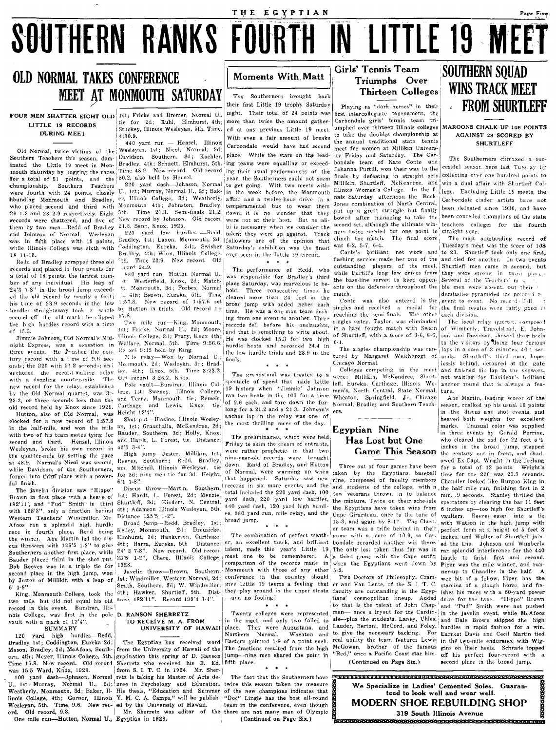# SOUTHERN RANKS FOURTH IN LITTLE 19 MEET

## OLD NORMAL TAKES CONFERENCE MEET AT MONMOUTH SATURDAY

### FOUR MEN SHATTER EIGHT OLD LITTLE 19 RECORDS DURING MEET

Old Normal, twice victims of the Southern Teachers this season, dominated the Little 19 meet in Monmouth Saturday by hogging the races for a total of 51 points, and the championship. Southern Teachers were fourth with 24 points, closely hounding Monmouth and Bradley, who placed second and third with 28 1-2 and 28 2-9 respectively. Eight records were shattered, and five of them by two men—Redd of Bradley and Johnson of Normal. Wesleyan was in fifth place with 19 points, while Illinois College was sixth with 18 11-18.

Redd of Bradley scrapped three old records and placed in four events for a total of 18 points, the largest number of any individual. His leap of 24'3 7-8" in the broad jump exceeded the old record by nearly a foot; his time of 23.9 seconds in the low hurdles straightaway took a whole second off the old mark; he clipped the high hurdles record with a time of 15.3.

Jimmie Johnson, Old Normal's Midnight Express, was a sensation in three events. He smashed the century record with a time of 9.6 seconds; the 220 with 21.2 seconds; and anchored the record-making relay with a dazzling quarter-mile. The new record for the relay, established by the Old Normal quartet, was 3:23.2, or three seconds less than the old record held by Knox since 1925.

Hutton, also of Old Normal, was clocked for a new record of 1:57.6 in the half-mile, and won the mile with two of his team-mates tying for second and third. Hensel, Illinois Wesleyan, broke his own record in the quarter-mile by setting the pace at 48.9. Normal's Nicol was second, while Davidson, of the Southerners, forged into third place with a powerful finish.

The javelin division saw "Hippo" Brown in first place with a heave of 182'11", and "Pud" Smith in third with 168'3", only a fraction behind Western Teachers' Windmiller. McAfoos ran a splendid high hurdle race in fourth place, Redd being the winner. Abe Martin led the discus throwers with 125'5 1-2" to give Southerners another first place, while Bauder placed third in the shot put. Bob Reeves was in a triple tie for second place in the high jump, won by Jester of Millikin with a leap of 6' 1-8".

King, Monmouth College, took the two mile but did not equal his old record in this event. Bundren, Illinois College, was first in the pole vault with a mark of 12'4".

**SUMMARY**

120 yard high hurdles—Redd, Bradley 1st; Coddington, Eureka 2d; Mason, Bradley, 3d; McAfoos, Southern, 4th; Meyer, Illinois College, 5th. Time 15.3. New record. Old record was 15.5 Ward, Knox, 1928.

100 yard dash—Johnson, Normal U., 1st; Murray, Normal U., 2d; Weatherly, Monmouth, 3d; Baker, Illinois College, 4th; Garner, Illinois Wesleyan, 5th. Time, 9.6. New record. Old record, 9.8.

One mile run—Hutton, Normal U., 1st; Fricke and Bremer, Normal U., tie for 2d; Ruhl, Elmhurst, 4th; Stuckey, Illinois Wesleyan, 5th. Time, 4:30.9.

440 yard run — Hensel, Illinois Wesleyan, 1st; Nicol, Normal, 2d; Davidson, Southern, 3d; Koehler, Bradley, 4th; Schuett, Elmhurst, 5th. Time 48.9. New record. Old record 50.2, also held by Hensel.

220 yard dash—Johnson, Normal U., 1st; Murray, Normal U., 2d; Baker, Illinois College, 3d; Weatherly, Monmouth 4th; Johnston, Bradley, 5th. Time 21.3. Semi-finals 21.2. New record by Johnson. Old record 21.5, Senn, Knox, 1925.

220 yard low hurdles —Redd, Bradley, 1st; Laxon, Monmouth, 2d; Coddington, Eureka, 3d; Swisher, Bradley, 4th; Winn, Illinois College, 5th. Time 23.9. New record. Old record 24.9.

880 yard run—Hutton Normal U., 1st; Westerfield, Knox, 2d; Matchett, Monmouth, 3d; Forbes, Normal U., 4th; Brown, Eureka, 5th. Time 1:57.8. New record of 1:57.6 set by Hutton in trials. Old record 1:57.8.

Two mile run—King, Monmouth, 1st; Fricke, Normal U., 2d; Moore, Illinois College, 3d; Frary, Knox 4th; Wallace, Normal, 5th. Time 9:56.6. Mile record 9:45 held by King.

Mile relay—Won by Normal U.; Monmouth, 2d; Wesleyan, 3d; Bradley, 4th; Knox, 5th. Time 3:23.2. Old record 3:26.2, Knox.

Pole vault—Bundren, Illinois College, 1st; Sweney, Illinois College, and Terry, Monmouth, tie; Remeis, Carthage and Lewis, Knox, tie. Height 12'4".

Shot put—Blazine, Illinois Wesleyan, 1st; Grauchalla, McKendree, 2d; Bauder, Southern, 3d; Holly, Knox, and Hardt, L. Forest, tie. Distance, 42'5 3-4".

High jump—Jester, Millikin, 1st; Reeves, Southern; Redd, Bradley, and Mitchell, Illinois Wesleyan, tie for 2d; nine men tie for 3d. Height, 6'1 1-8".

Discus throw—Martin, Southern, 1st; Hardt, L. Forest, 2d; Menzie, Shurtleff, 3d; Hinders, N. Central, 4th; Adamson Illinois Wesleyan, 5th. Distance 125'5 1-2".

Broad jump—Redd, Bradley, 1st; Kelley, Monmouth, 2d; Dreusicke, Elmhurst, 3d; Hankerson, Carthage, 4th; Barra, Eureka, 5th Distance, 24' 3 7-8". New record. Old record 23'5 1-2", Chere, Illinois College, 1928.

Javelin throw—Brown, Southern, 1st; Windmiller, Western Normal, 2d; Smith, Southern, 3d; W. Windmiller, 4th; Hawker, Shurtleff, 5th. Distance, 182'11". Record 199'4 3-4".

## D. RANSON SHERRETZ TO RECEIVE M. A. FROM UNIVERSITY OF HAWAII

The Egyptian has received word from the University of Hawaii of the graduation this spring of D. Ranson Sherretz who received his B. Ed. from S. I. T. C. in 1924. Mr. Sherretz is taking his Master of Arts degree in Psychology and Education. His thesis, "Education and Summer Y. M. C. A. Camps," will be published by the University of Hawaii.

Mr. Sherretz was editor of the Egyptian in 1923.

## Moments With Matt

The Southerners brought back their first Little 19 trophy Saturday night. Their total of 24 points was more than twice the amount gathered at any previous Little 19 meet. With even a fair amount of breaks Carbondale would have had second place. While the stars on the leading teams were equalling or exceeding their usual performances of the year, the Southerners could not seem to get going. With two meets within the week before, the Monmouth affair and a twelve-hour drive in a temperamental bus to wear them down, it is no wonder that they were not at their best. But no alibi is necessary when we consider the talent they were up against. Track followers are of the opinion that Saturday's exhibition was the finest ever seen in the Little 19 circuit.

\* \* \*

The performance of Redd, who was responsible for Bradley's third place Saturday, was marvelous to behold. Three consecutive times he cleared more than 24 feet in the broad jump, with added inches each time. He was a one-man team dashing from one event to another. Three records fell before his onslaughts, and that is something to write about. He was clocked 15.3 for two high hurdle heats, and recorded 24.4 in the low hurdle trials and 23.9 in the finals.

\* \* \*

The grandstand was treated to a spectacle of speed that made Little 19 history when "Jimmie" Johnson ran two heats in the 100 for a time of 9.6 each, and tore down the furlong for a 21.2 and a 21.3. Johnson's anchor lap in the relay was one of the most thrilling races of the day.

\* \* \*

The preliminaries, which were held Friday to skim the cream of entrants, were rather prophetic—in that two nine-year-old records were brought down. Redd of Bradley, and Hutton of Normal, were warming up when that happened. Saturday saw new records in six more events, and the total included the 220 yard dash, 100 yard dash, 220 yard low hurdles, 440 yard dash, 120 yard high hurdles, 880 yard run, mile relay, and the broad jump.

\* \* \*

The combination of perfect weather, an excellent track, and brilliant talent, made this year's Little 19 meet one to be remembered. A comparison of the records made in Monmouth with those of any other conference in the country should give Little 19 teams a feeling that they play around in the upper strata —and no fooling!

\* \* \*

Twenty colleges were represented in the meet, and only two failed to place. They were Augustana, and Northern Normal. Wheaton and Eastern gainned 1-9 of a point each. The fractions resulted from the high jump—nine men shared the point in fifth place.

\* \* \*

The fact that the Southerners have twice this season taken the measure of the new champions indicates that "Doc" Lingle has the best all-round team in the conference, even though there are not many men of Olympic

(Continued on Page Six.)

## Girls' Tennis Team Triumphs Over Thirteen Colleges

Playing as "dark horses" in their first intercollegiate tournament, the Carbondale girls' tennis team triumphed over thirteen Illinois colleges to take the doubles championship at the annual traditional state tennis meet for women at Millikin University Friday and Saturday. The Carbondale team of Kate Conte and Johanna Purtill, won their way to the finals by defeating in straight sets Millikin, Shurtleff, McKendree, and Illinois Women's College. In the finals Saturday afternoon the Bock-Jones combination of North Central, put up a great struggle but finally bowed after managing to take the second set, although the ultimate winners twice needed but one point to clinch the match. The final score was 6-2, 5-7, 6-4.

Conte's brilliant net work and flashing service made her one of the outstanding players of the meet, while Purtill's long low drives from the base-line served to keep opponents on the defensive throughout the match.

Conte was also entered in the singles and received a medal for reaching the semi-finals. The other singles entry, Taylor, was eliminated in a hard fought match with Swain of Shurtleff, with a score of 3-6, 8-6, 6-1.

The singles championship was captured by Margaret Weichbrogt of Chicago Normal.

Colleges competing in the meet were: Millikin, McKendree, Shurtleff, Eureka, Carthage, Illinois Women's, North Central, State Normal, Wheaton, Springfield, Jr., Chicago Normal, Bradley and Southern Teachers.

## Egyptian Nine Has Lost but One Game This Season

Three out of four games have been taken by the Egyptians, baseball nine, composed of faculty members and students of the college, with a few veterans thrown in to balance the mixture. Twice on their schedule the Egyptians have taken wins from Cape Girardeau, once to the tune of 15-3, and again by 8-17. The Chester team was a trifle behind in their game with a score of 10-9, so Carbondale recorded another win there. The only loss taken thus far was in a third game with the Cape outfit, when the Egyptians went down by 5-2.

Two Doctors of Philosophy, Cramer and Van Lente, of the S. I. T. C. faculty are outstanding in the Egyptians' cosmopolitan lineup. Added to that is the talent of John Chapman— once a tryout for the Cardinals—plus the students, Laney, Uhles, Lauder, Bertoni, McCord, and Foley, to give the necessary backing. For real ability the team features Lewis McGowan, brother of the famous "Red," once a Pacific Coast star himself.

(Continued on Page Six.)

## SOUTHERN SQUAD WINS TRACK MEET FROM SHURTLEFF

### MAROONS CHALK UP 108 POINTS AGAINST 23 SCORED BY SHURTLEFF

The Southerners climaxed a successful season here last Tuesday by collecting over one hundred points to win a dual affair with Shurtleff College. Excluding Little 19 meets, the Carbondale cinder artists have not been defeated since 1930, and have been conceded champions of the state teachers colleges for the fourth straight year.

The most outstanding record of Tuesday's meet was the score of 108 to 23. Shurtleff took only one first, and tied for another. In two events Shurtleff men came in second, but they were strong in third places. Several of the Teachers' men were absent, but their able men were absent, but their understudies pyramided the points from event to event. No records fell but the final results were fairly good in each division.

The local relay quartet, composed of Wimberly, Travelstead, E. Johnson, and Davidson, showed their heels to the visitors by doing four furious laps in a sum of 3 minutes, 40.1 seconds. Shurtleff's third man, hopelessly behind, detoured at the gate and finished his lap in the showers, not waiting for Davidson's brilliant anchor round that is always a feature.

Abe Martin, leading scorer of the season, chalked up his usual 10 points in the discus and shot events, and heaved both weights for excellent marks. Unusual color was supplied in three events by Gerald Perrine, who cleared the sod for 22 feet 5½ inches in the broad jump, stepped the century out in front, and shadowed Ex-Capt. Wright in the furlong for a total of 13 points. Wright's time for the 220 was 23.3 seconds. Chandler looked like Burgoo King in the half mile run, finishing first in 2 min. .9 seconds. Stanley thrilled the spectators by clearing the bar 11 feet 6 inches up—too high for Shurtleff's vaulters. Reeves eased into a tie with Watson in the high jump with perfect form at a height of 5 feet 8 inches, and Waller of Shurtleff joined the trio. Johnson and Wimberly ran splendid interference for the 440 hustle to finish first and second. Piper was the mile winner, and runner-up to Chandler in the half. A wee bit of a fellow, Piper has the stamina of a plough horse, and finishes his races with a 60-yard power drive for the tape. "Hippo" Brown and "Pud" Smith were not pushed in the javelin event, while McAfoos and Dale Brown skipped the high hurdles in rapid fashion for a win. Earnest Davis and Cecil Martin tied in the two-mile endurance with Wiggins on their heels. Schrade topped off his perfect four-record with a second place in the broad jump.

---

We Specialize in Ladies' Cemented Soles. Guaranteed to look well and wear well.

**MODERN SHOE REBUILDING SHOP**

319 South Illinois Avenue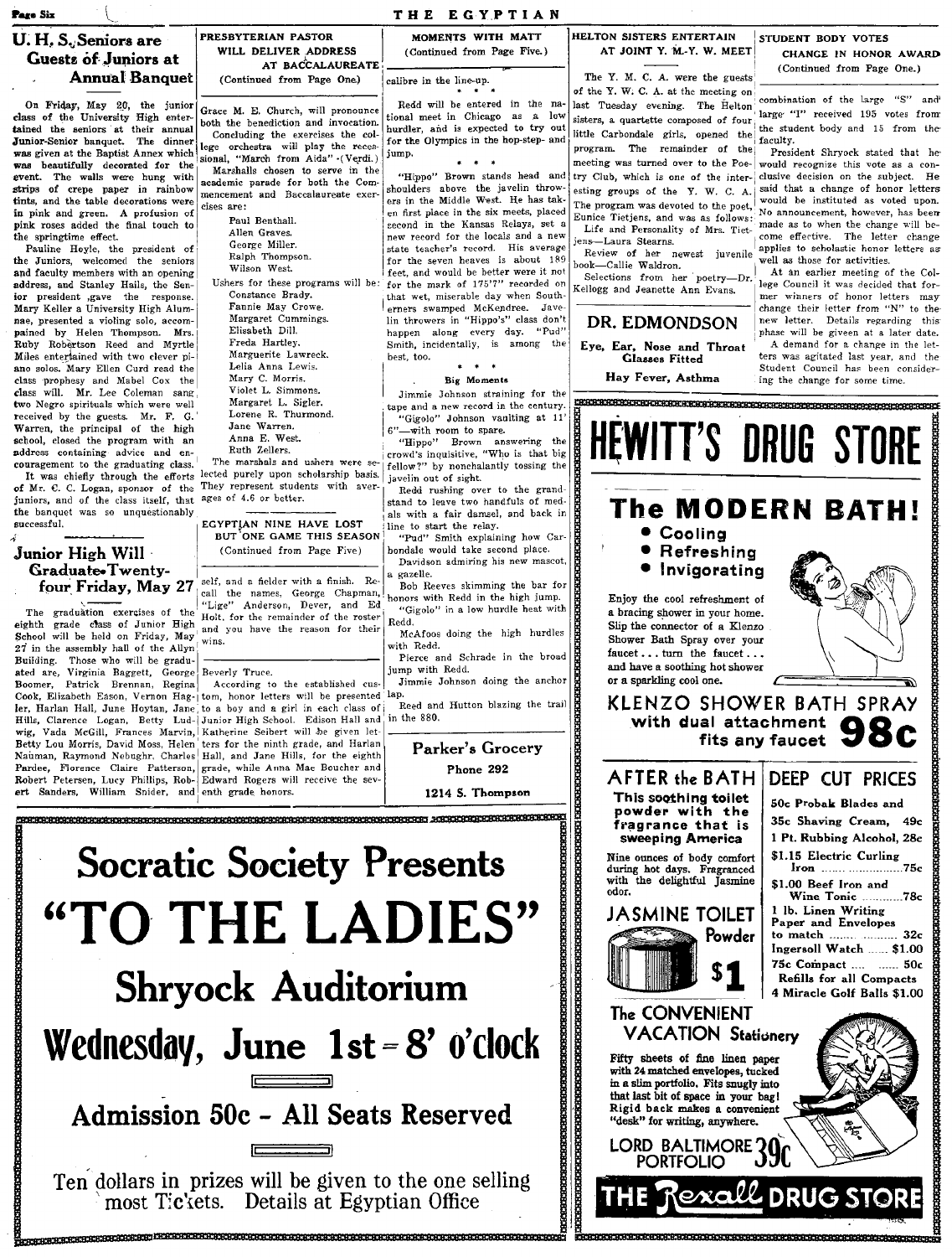## U. H. S. Seniors are Guests of Juniors at Annual Banquet

On Friday, May 20, the junior class of the University High entertained the seniors at their annual Junior-Senior banquet. The dinner was given at the Baptist Annex which was beautifully decorated for the event. The walls were hung with strips of crepe paper in rainbow tints, and the table decorations were in pink and green. A profusion of pink roses added the final touch to the springtime effect.

Pauline Hoyle, the president of the Juniors, welcomed the seniors and faculty members with an opening address, and Stanley Hails, the Senior president, gave the response. Mary Keller a University High Alumnae, presented a violing solo, accompained by Helen Thompson. Mrs. Ruby Robertson Reed and Myrtle Miles entertained with two clever piano solos. Mary Ellen Curd read the class prophesy and Mabel Cox the class will. Mr. Lee Coleman sang two Negro spirituals which were well received by the guests. Mr. F. G. Warren, the principal of the high school, closed the program with an address containing advice and encouragement to the graduating class.

It was chiefly through the efforts of Mr. C. C. Logan, sponsor of the juniors, and of the class itself, that the banquet was so unquestionably successful.

## Junior High Will Graduate Twenty-four Friday, May 27

The graduation exercises of the eighth grade class of Junior High School will be held on Friday, May 27 in the assembly hall of the Allyn Building. Those who will be graduated are, Virginia Baggett, George Boomer, Patrick Brennan, Regina Cook, Elizabeth Eason, Vernon Hagler, Harlan Hall, June Hoytan, Jane Hills, Clarence Logan, Betty Ludwig, Vada McGill, Frances Marvin, Betty Lou Morris, David Moss, Helen Nauman, Raymond Nebughr, Charles Pardee, Florence Claire Patterson, Robert Petersen, Lucy Phillips, Robert Sanders, William Snider, and Beverly Truce.

According to the established custom, honor letters will be presented to a boy and a girl in each class of Junior High School. Edison Hall and Katherine Seibert will be given letters for the ninth grade, and Harlan Hall, and Jane Hills, for the eighth grade, while Anna Mae Boucher and Edward Rogers will receive the seventh grade honors.

### PRESBYTERIAN PASTOR WILL DELIVER ADDRESS AT BACCALAUREATE

(Continued from Page One)

Grace M. E. Church, will pronounce both the benediction and invocation.

Concluding the exercises the college orchestra will play the recessional, "March from Aida" (Verdi.)

Marshalls chosen to serve in the academic parade for both the Commencement and Baccalaureate exercises are:

Paul Benthall.
Allen Graves.
George Miller.
Ralph Thompson.
Wilson West.

Ushers for these programs will be:

Constance Brady.
Fannie May Crowe.
Margaret Cummings.
Elissbeth Dill.
Freda Hartley.
Marguerite Lawreck.
Lelia Anna Lewis.
Mary C. Morris.
Violet L. Simmons.
Margaret L. Sigler.
Lorene R. Thurmond.
Jane Warren.
Anna E. West.
Ruth Zellers.

The marshals and ushers were selected purely upon scholarship basis. They represent students with averages of 4.6 or better.

### EGYPTIAN NINE HAVE LOST BUT ONE GAME THIS SEASON

(Continued from Page Five)

self, and a fielder with a finish. Recall the names, George Chapman, "Lige" Anderson, Dever, and Ed Holt, for the remainder of the roster and you have the reason for their wins.

### MOMENTS WITH MATT

(Continued from Page Five.)

calibre in the line-up.

\* \* \*

Redd will be entered in the national meet in Chicago as a low hurdler, and is expected to try out for the Olympics in the hop-step- and jump.

\* \* \*

"Hippo" Brown stands head and shoulders above the javelin throwers in the Middle West. He has taken first place in the six meets, placed second in the Kansas Relays, set a new record for the locals and a new state teacher's record. His average for the seven heaves is about 189 feet, and would be better were it not for the mark of 175'7" recorded on that wet, miserable day when Southerners swamped McKendree. Javelin throwers in "Hippo's" class don't happen along every day. "Pud" Smith, incidentally, is among the best, too.

\* \* \*

**Big Moments**

Jimmie Johnson straining for the tape and a new record in the century.

"Gigolo" Johnson vaulting at 11' 6"—with room to spare.

"Hippo" Brown answering the crowd's inquisitive, "Who is that big fellow?" by nonchalantly tossing the javelin out of sight.

Redd rushing over to the grandstand to leave two handfuls of medals with a fair damsel, and back in line to start the relay.

"Pud" Smith explaining how Carbondale would take second place.

Davidson admiring his new mascot, a gazelle.

Bob Reeves skimming the bar for honors with Redd in the high jump.

"Gigolo" in a low hurdle heat with Redd.

McAfoos doing the high hurdles with Redd.

Pierce and Schrade in the broad jump with Redd.

Jimmie Johnson doing the anchor lap.

Reed and Hutton blazing the trail in the 880.

**Parker's Grocery**
**Phone 292**
**1214 S. Thompson**

### HELTON SISTERS ENTERTAIN AT JOINT Y. M.-Y. W. MEET

The Y. M. C. A. were the guests of the Y. W. C. A. at the meeting on last Tuesday evening. The Helton sisters, a quartette composed of four little Carbondale girls, opened the program. The remainder of the meeting was turned over to the Poetry Club, which is one of the interesting groups of the Y. W. C. A. The program was devoted to the poet, Eunice Tietjens, and was as follows:

Life and Personality of Mrs. Tietjens—Laura Stearns.

Review of her newest juvenile book—Callie Waldron.

Selections from her poetry—Dr. Kellogg and Jeanette Ann Evans.

**DR. EDMONDSON**
**Eye, Ear, Nose and Throat**
**Glasses Fitted**
**Hay Fever, Asthma**

### STUDENT BODY VOTES CHANGE IN HONOR AWARD

(Continued from Page One.)

combination of the large "S" and large "I" received 195 votes from the student body and 15 from the faculty.

President Shryock stated that he would recognize this vote as a conclusive decision on the subject. He said that a change of honor letters would be instituted as voted upon. No announcement, however, has been made as to when the change will become effective. The letter change applies to scholastic honor letters as well as those for activities.

At an earlier meeting of the College Council it was decided that former winners of honor letters may change their letter from "N" to the new letter. Details regarding this phase will be giveen at a later date.

A demand for a change in the letters was agitated last year, and the Student Council has been considering the change for some time.

# Socratic Society Presents
# "TO THE LADIES"
## Shryock Auditorium
## Wednesday, June 1st = 8' o'clock
## Admission 50c - All Seats Reserved

Ten dollars in prizes will be given to the one selling most Tickets. Details at Egyptian Office

# HEWITT'S DRUG STORE

## The MODERN BATH!

- Cooling
- Refreshing
- Invigorating

Enjoy the cool refreshment of a bracing shower in your home. Slip the connector of a Klenzo Shower Bath Spray over your faucet . . . turn the faucet . . . and have a soothing hot shower or a sparkling cool one.

**KLENZO SHOWER BATH SPRAY with dual attachment fits any faucet 98c**

**AFTER the BATH**

This soothing toilet powder with the fragrance that is sweeping America

Nine ounces of body comfort during hot days. Fragranced with the delightful Jasmine odor.

**JASMINE TOILET Powder $1**

**DEEP CUT PRICES**

| | |
|---|---|
| 50c Probak Blades and 35c Shaving Cream, | 49c |
| 1 Pt. Rubbing Alcohol, | 28c |
| $1.15 Electric Curling Iron | 75c |
| $1.00 Beef Iron and Wine Tonic | 78c |
| 1 lb. Linen Writing Paper and Envelopes to match | 32c |
| Ingersoll Watch | $1.00 |
| 75c Compact | 50c |
| Refills for all Compacts | |
| 4 Miracle Golf Balls | $1.00 |

**The CONVENIENT VACATION Stationery**

Fifty sheets of fine linen paper with 24 matched envelopes, tucked in a slim portfolio. Fits snugly into that last bit of space in your bag! Rigid back makes a convenient "desk" for writing, anywhere.

**LORD BALTIMORE PORTFOLIO 39c**

**THE Rexall DRUG STORE**